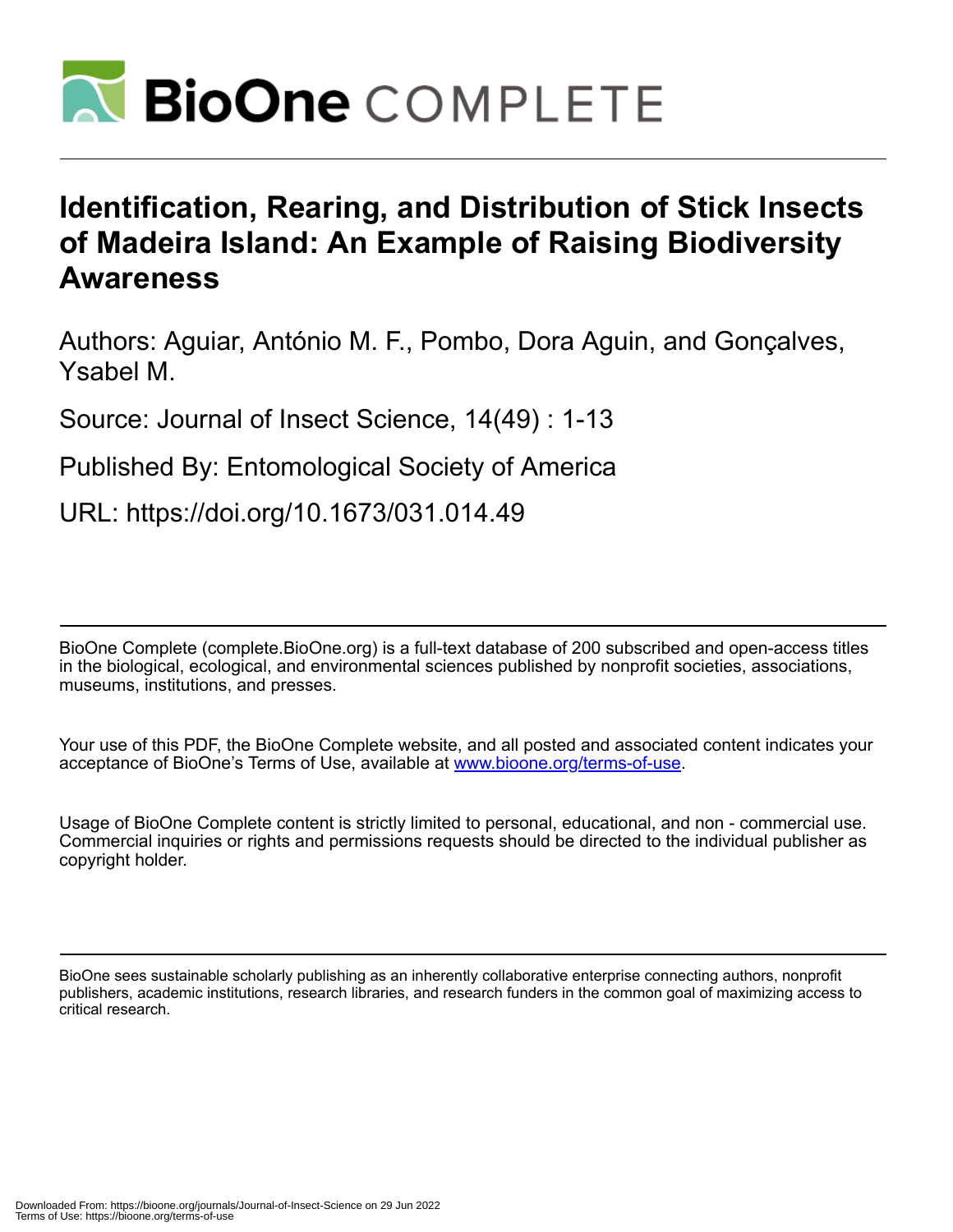# Identification, Rearing, and Distribution of Stick Insects of Madeira Island: An Example of Raising Biodiversity Awareness

Authors: Aguiar, António M. F., Pombo, Dora Aguin, and Gonçalves, Ysabel M.

Source: Journal of Insect Science, 14(49) : 1-13

Published By: Entomological Society of America

URL: https://doi.org/10.1673/031.014.49

BioOne Complete (complete.BioOne.org) is a full-text database of 200 subscribed and open-access titles in the biological, ecological, and environmental sciences published by nonprofit societies, associations, museums, institutions, and presses.

Your use of this PDF, the BioOne Complete website, and all posted and associated content indicates your acceptance of BioOne's Terms of Use, available at www.bioone.org/terms-of-use.

Usage of BioOne Complete content is strictly limited to personal, educational, and non - commercial use. Commercial inquiries or rights and permissions requests should be directed to the individual publisher as copyright holder.

BioOne sees sustainable scholarly publishing as an inherently collaborative enterprise connecting authors, nonprofit publishers, academic institutions, research libraries, and research funders in the common goal of maximizing access to critical research.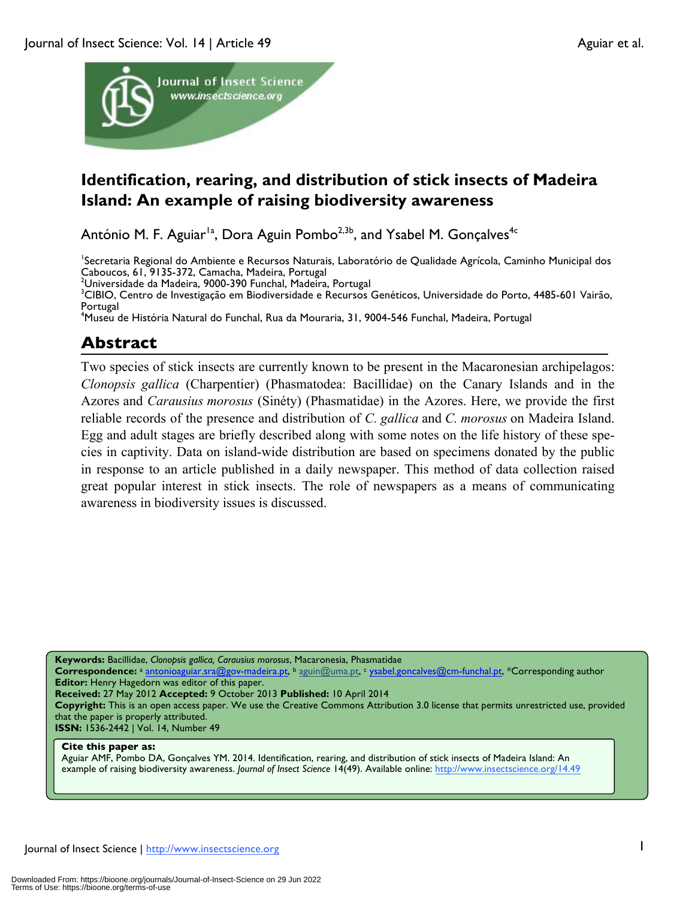# Identification, rearing, and distribution of stick insects of Madeira Island: An example of raising biodiversity awareness

António M. F. Aguiar[1a], Dora Aguin Pombo[2,3b], and Ysabel M. Gonçalves[4c]

[1]Secretaria Regional do Ambiente e Recursos Naturais, Laboratório de Qualidade Agrícola, Caminho Municipal dos Caboucos, 61, 9135-372, Camacha, Madeira, Portugal
[2]Universidade da Madeira, 9000-390 Funchal, Madeira, Portugal
[3]CIBIO, Centro de Investigação em Biodiversidade e Recursos Genéticos, Universidade do Porto, 4485-601 Vairão, Portugal
[4]Museu de História Natural do Funchal, Rua da Mouraria, 31, 9004-546 Funchal, Madeira, Portugal

## Abstract

Two species of stick insects are currently known to be present in the Macaronesian archipelagos: *Clonopsis gallica* (Charpentier) (Phasmatodea: Bacillidae) on the Canary Islands and in the Azores and *Carausius morosus* (Sinéty) (Phasmatidae) in the Azores. Here, we provide the first reliable records of the presence and distribution of *C. gallica* and *C. morosus* on Madeira Island. Egg and adult stages are briefly described along with some notes on the life history of these species in captivity. Data on island-wide distribution are based on specimens donated by the public in response to an article published in a daily newspaper. This method of data collection raised great popular interest in stick insects. The role of newspapers as a means of communicating awareness in biodiversity issues is discussed.

**Keywords:** Bacillidae, *Clonopsis gallica, Carausius morosus*, Macaronesia, Phasmatidae
**Correspondence:** [a] antonioaguiar.sra@gov-madeira.pt, [b] aguin@uma.pt, [c] ysabel.goncalves@cm-funchal.pt, *Corresponding author
**Editor:** Henry Hagedorn was editor of this paper.
**Received:** 27 May 2012 **Accepted:** 9 October 2013 **Published:** 10 April 2014
**Copyright:** This is an open access paper. We use the Creative Commons Attribution 3.0 license that permits unrestricted use, provided that the paper is properly attributed.
**ISSN:** 1536-2442 | Vol. 14, Number 49

**Cite this paper as:**
Aguiar AMF, Pombo DA, Gonçalves YM. 2014. Identification, rearing, and distribution of stick insects of Madeira Island: An example of raising biodiversity awareness. *Journal of Insect Science* 14(49). Available online: http://www.insectscience.org/14.49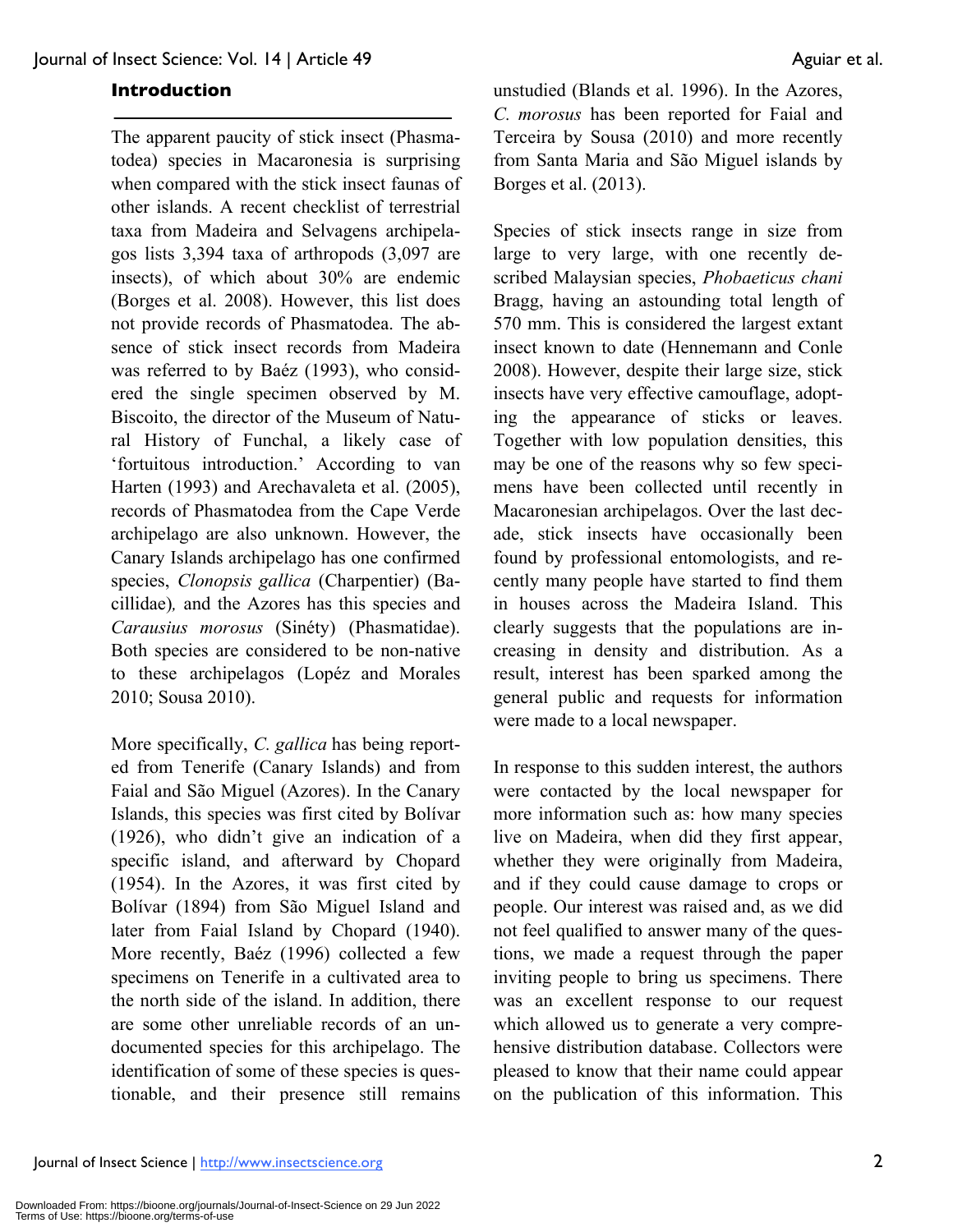## Introduction

The apparent paucity of stick insect (Phasmatodea) species in Macaronesia is surprising when compared with the stick insect faunas of other islands. A recent checklist of terrestrial taxa from Madeira and Selvagens archipelagos lists 3,394 taxa of arthropods (3,097 are insects), of which about 30% are endemic (Borges et al. 2008). However, this list does not provide records of Phasmatodea. The absence of stick insect records from Madeira was referred to by Baéz (1993), who considered the single specimen observed by M. Biscoito, the director of the Museum of Natural History of Funchal, a likely case of 'fortuitous introduction.' According to van Harten (1993) and Arechavaleta et al. (2005), records of Phasmatodea from the Cape Verde archipelago are also unknown. However, the Canary Islands archipelago has one confirmed species, *Clonopsis gallica* (Charpentier) (Bacillidae), and the Azores has this species and *Carausius morosus* (Sinéty) (Phasmatidae). Both species are considered to be non-native to these archipelagos (Lopéz and Morales 2010; Sousa 2010).

More specifically, *C. gallica* has being reported from Tenerife (Canary Islands) and from Faial and São Miguel (Azores). In the Canary Islands, this species was first cited by Bolívar (1926), who didn't give an indication of a specific island, and afterward by Chopard (1954). In the Azores, it was first cited by Bolívar (1894) from São Miguel Island and later from Faial Island by Chopard (1940). More recently, Baéz (1996) collected a few specimens on Tenerife in a cultivated area to the north side of the island. In addition, there are some other unreliable records of an undocumented species for this archipelago. The identification of some of these species is questionable, and their presence still remains unstudied (Blands et al. 1996). In the Azores, *C. morosus* has been reported for Faial and Terceira by Sousa (2010) and more recently from Santa Maria and São Miguel islands by Borges et al. (2013).

Species of stick insects range in size from large to very large, with one recently described Malaysian species, *Phobaeticus chani* Bragg, having an astounding total length of 570 mm. This is considered the largest extant insect known to date (Hennemann and Conle 2008). However, despite their large size, stick insects have very effective camouflage, adopting the appearance of sticks or leaves. Together with low population densities, this may be one of the reasons why so few specimens have been collected until recently in Macaronesian archipelagos. Over the last decade, stick insects have occasionally been found by professional entomologists, and recently many people have started to find them in houses across the Madeira Island. This clearly suggests that the populations are increasing in density and distribution. As a result, interest has been sparked among the general public and requests for information were made to a local newspaper.

In response to this sudden interest, the authors were contacted by the local newspaper for more information such as: how many species live on Madeira, when did they first appear, whether they were originally from Madeira, and if they could cause damage to crops or people. Our interest was raised and, as we did not feel qualified to answer many of the questions, we made a request through the paper inviting people to bring us specimens. There was an excellent response to our request which allowed us to generate a very comprehensive distribution database. Collectors were pleased to know that their name could appear on the publication of this information. This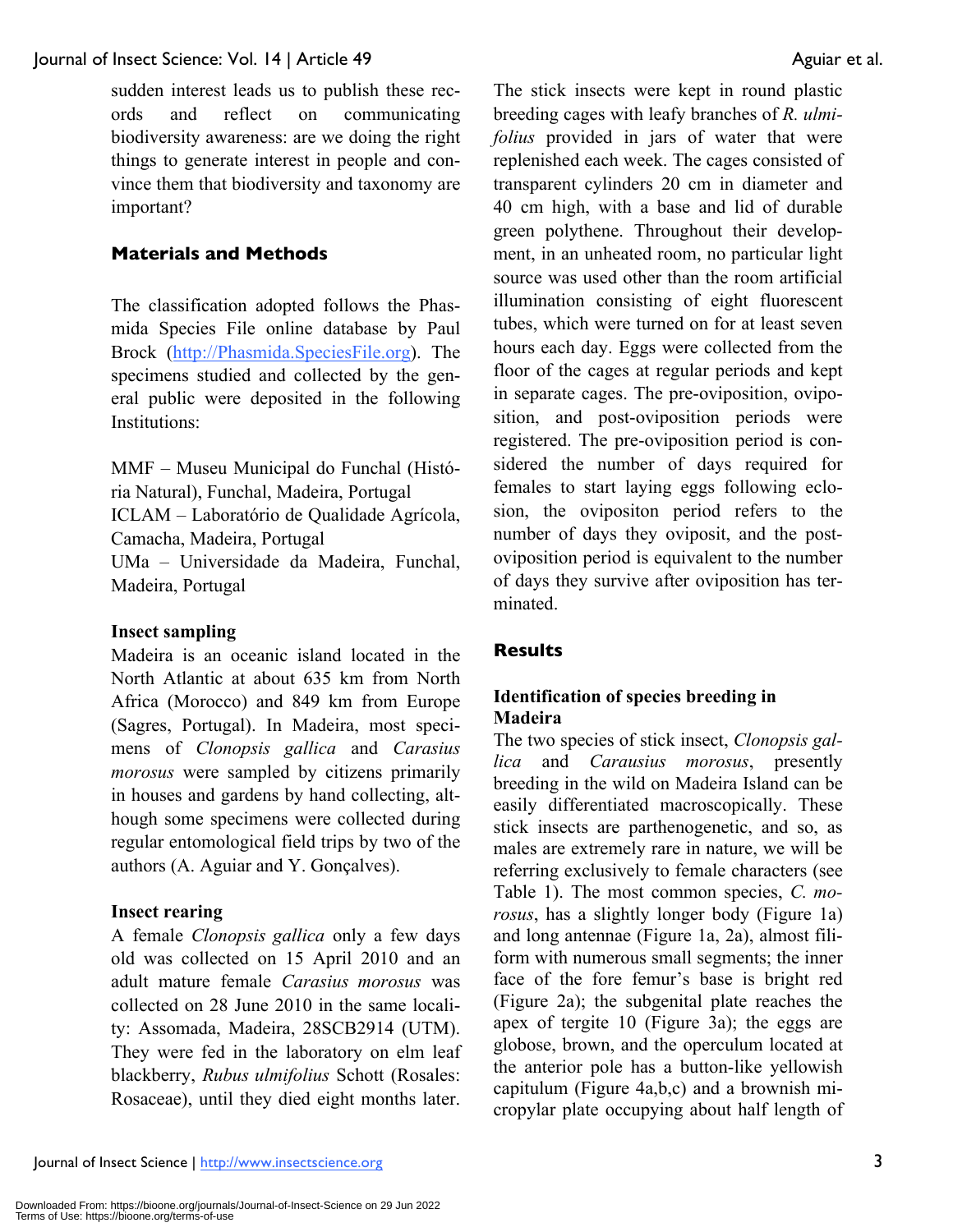sudden interest leads us to publish these records and reflect on communicating biodiversity awareness: are we doing the right things to generate interest in people and convince them that biodiversity and taxonomy are important?

## Materials and Methods

The classification adopted follows the Phasmida Species File online database by Paul Brock (http://Phasmida.SpeciesFile.org). The specimens studied and collected by the general public were deposited in the following Institutions:

MMF – Museu Municipal do Funchal (História Natural), Funchal, Madeira, Portugal
ICLAM – Laboratório de Qualidade Agrícola, Camacha, Madeira, Portugal
UMa – Universidade da Madeira, Funchal, Madeira, Portugal

### Insect sampling

Madeira is an oceanic island located in the North Atlantic at about 635 km from North Africa (Morocco) and 849 km from Europe (Sagres, Portugal). In Madeira, most specimens of *Clonopsis gallica* and *Carasius morosus* were sampled by citizens primarily in houses and gardens by hand collecting, although some specimens were collected during regular entomological field trips by two of the authors (A. Aguiar and Y. Gonçalves).

### Insect rearing

A female *Clonopsis gallica* only a few days old was collected on 15 April 2010 and an adult mature female *Carasius morosus* was collected on 28 June 2010 in the same locality: Assomada, Madeira, 28SCB2914 (UTM). They were fed in the laboratory on elm leaf blackberry, *Rubus ulmifolius* Schott (Rosales: Rosaceae), until they died eight months later. The stick insects were kept in round plastic breeding cages with leafy branches of *R. ulmifolius* provided in jars of water that were replenished each week. The cages consisted of transparent cylinders 20 cm in diameter and 40 cm high, with a base and lid of durable green polythene. Throughout their development, in an unheated room, no particular light source was used other than the room artificial illumination consisting of eight fluorescent tubes, which were turned on for at least seven hours each day. Eggs were collected from the floor of the cages at regular periods and kept in separate cages. The pre-oviposition, oviposition, and post-oviposition periods were registered. The pre-oviposition period is considered the number of days required for females to start laying eggs following eclosion, the ovipositon period refers to the number of days they oviposit, and the post-oviposition period is equivalent to the number of days they survive after oviposition has terminated.

## Results

### Identification of species breeding in Madeira

The two species of stick insect, *Clonopsis gallica* and *Carausius morosus*, presently breeding in the wild on Madeira Island can be easily differentiated macroscopically. These stick insects are parthenogenetic, and so, as males are extremely rare in nature, we will be referring exclusively to female characters (see Table 1). The most common species, *C. morosus*, has a slightly longer body (Figure 1a) and long antennae (Figure 1a, 2a), almost filiform with numerous small segments; the inner face of the fore femur's base is bright red (Figure 2a); the subgenital plate reaches the apex of tergite 10 (Figure 3a); the eggs are globose, brown, and the operculum located at the anterior pole has a button-like yellowish capitulum (Figure 4a,b,c) and a brownish micropylar plate occupying about half length of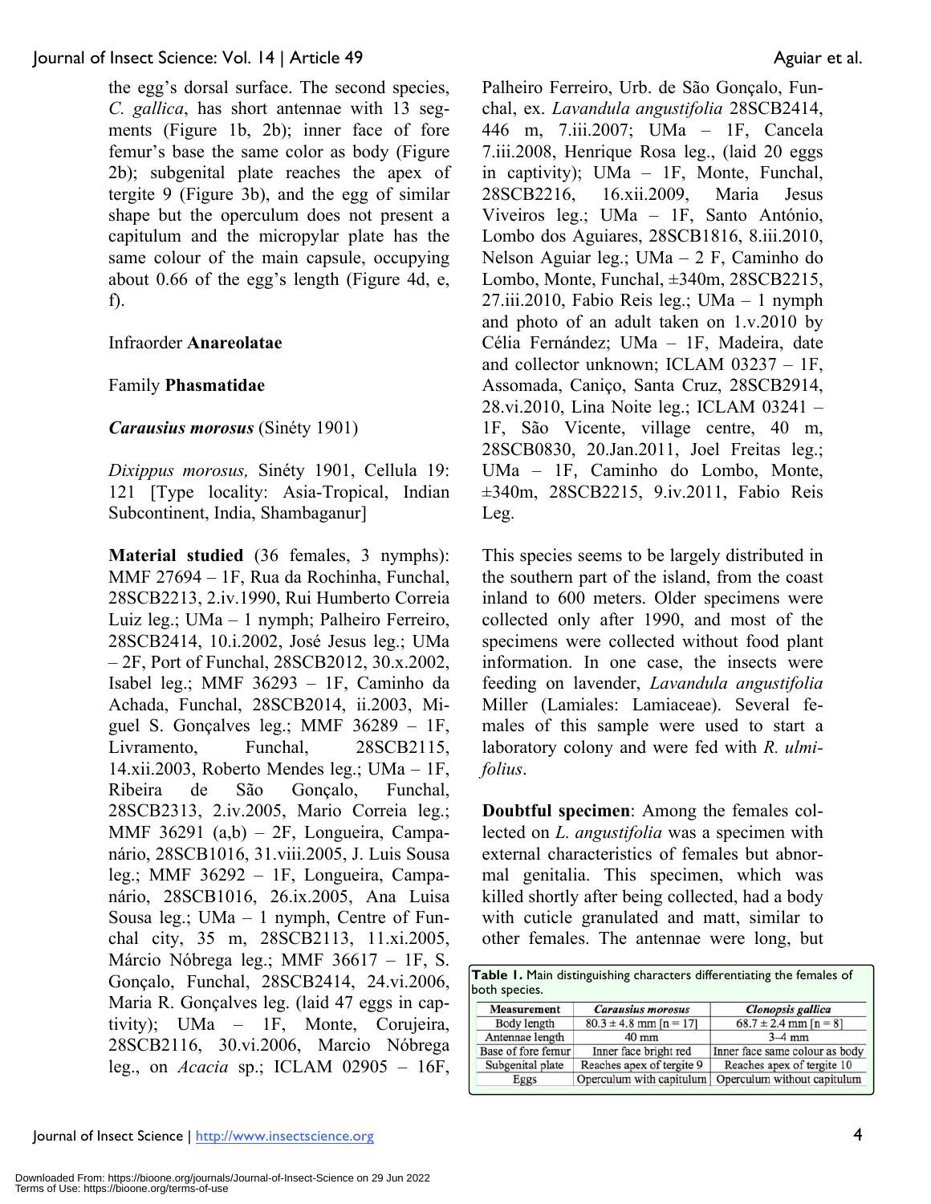the egg's dorsal surface. The second species, *C. gallica*, has short antennae with 13 segments (Figure 1b, 2b); inner face of fore femur's base the same color as body (Figure 2b); subgenital plate reaches the apex of tergite 9 (Figure 3b), and the egg of similar shape but the operculum does not present a capitulum and the micropylar plate has the same colour of the main capsule, occupying about 0.66 of the egg's length (Figure 4d, e, f).

Infraorder **Anareolatae**

Family **Phasmatidae**

***Carausius morosus*** (Sinéty 1901)

*Dixippus morosus,* Sinéty 1901, Cellula 19: 121 [Type locality: Asia-Tropical, Indian Subcontinent, India, Shambaganur]

**Material studied** (36 females, 3 nymphs): MMF 27694 – 1F, Rua da Rochinha, Funchal, 28SCB2213, 2.iv.1990, Rui Humberto Correia Luiz leg.; UMa – 1 nymph; Palheiro Ferreiro, 28SCB2414, 10.i.2002, José Jesus leg.; UMa – 2F, Port of Funchal, 28SCB2012, 30.x.2002, Isabel leg.; MMF 36293 – 1F, Caminho da Achada, Funchal, 28SCB2014, ii.2003, Miguel S. Gonçalves leg.; MMF 36289 – 1F, Livramento, Funchal, 28SCB2115, 14.xii.2003, Roberto Mendes leg.; UMa – 1F, Ribeira de São Gonçalo, Funchal, 28SCB2313, 2.iv.2005, Mario Correia leg.; MMF 36291 (a,b) – 2F, Longueira, Campanário, 28SCB1016, 31.viii.2005, J. Luis Sousa leg.; MMF 36292 – 1F, Longueira, Campanário, 28SCB1016, 26.ix.2005, Ana Luisa Sousa leg.; UMa – 1 nymph, Centre of Funchal city, 35 m, 28SCB2113, 11.xi.2005, Márcio Nóbrega leg.; MMF 36617 – 1F, S. Gonçalo, Funchal, 28SCB2414, 24.vi.2006, Maria R. Gonçalves leg. (laid 47 eggs in captivity); UMa – 1F, Monte, Corujeira, 28SCB2116, 30.vi.2006, Marcio Nóbrega leg., on *Acacia* sp.; ICLAM 02905 – 16F, Palheiro Ferreiro, Urb. de São Gonçalo, Funchal, ex. *Lavandula angustifolia* 28SCB2414, 446 m, 7.iii.2007; UMa – 1F, Cancela 7.iii.2008, Henrique Rosa leg., (laid 20 eggs in captivity); UMa – 1F, Monte, Funchal, 28SCB2216, 16.xii.2009, Maria Jesus Viveiros leg.; UMa – 1F, Santo António, Lombo dos Aguiares, 28SCB1816, 8.iii.2010, Nelson Aguiar leg.; UMa – 2 F, Caminho do Lombo, Monte, Funchal, ±340m, 28SCB2215, 27.iii.2010, Fabio Reis leg.; UMa – 1 nymph and photo of an adult taken on 1.v.2010 by Célia Fernández; UMa – 1F, Madeira, date and collector unknown; ICLAM 03237 – 1F, Assomada, Caniço, Santa Cruz, 28SCB2914, 28.vi.2010, Lina Noite leg.; ICLAM 03241 – 1F, São Vicente, village centre, 40 m, 28SCB0830, 20.Jan.2011, Joel Freitas leg.; UMa – 1F, Caminho do Lombo, Monte, ±340m, 28SCB2215, 9.iv.2011, Fabio Reis Leg.

This species seems to be largely distributed in the southern part of the island, from the coast inland to 600 meters. Older specimens were collected only after 1990, and most of the specimens were collected without food plant information. In one case, the insects were feeding on lavender, *Lavandula angustifolia* Miller (Lamiales: Lamiaceae). Several females of this sample were used to start a laboratory colony and were fed with *R. ulmifolius*.

**Doubtful specimen**: Among the females collected on *L. angustifolia* was a specimen with external characteristics of females but abnormal genitalia. This specimen, which was killed shortly after being collected, had a body with cuticle granulated and matt, similar to other females. The antennae were long, but

**Table 1.** Main distinguishing characters differentiating the females of both species.

| Measurement | *Carausius morosus* | *Clonopsis gallica* |
|---|---|---|
| Body length | 80.3 ± 4.8 mm [n = 17] | 68.7 ± 2.4 mm [n = 8] |
| Antennae length | 40 mm | 3–4 mm |
| Base of fore femur | Inner face bright red | Inner face same colour as body |
| Subgenital plate | Reaches apex of tergite 9 | Reaches apex of tergite 10 |
| Eggs | Operculum with capitulum | Operculum without capitulum |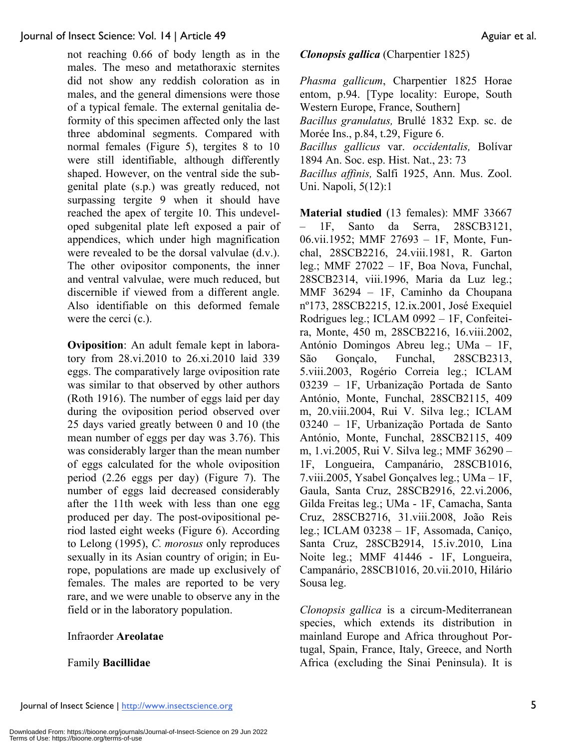not reaching 0.66 of body length as in the males. The meso and metathoraxic sternites did not show any reddish coloration as in males, and the general dimensions were those of a typical female. The external genitalia deformity of this specimen affected only the last three abdominal segments. Compared with normal females (Figure 5), tergites 8 to 10 were still identifiable, although differently shaped. However, on the ventral side the subgenital plate (s.p.) was greatly reduced, not surpassing tergite 9 when it should have reached the apex of tergite 10. This undeveloped subgenital plate left exposed a pair of appendices, which under high magnification were revealed to be the dorsal valvulae (d.v.). The other ovipositor components, the inner and ventral valvulae, were much reduced, but discernible if viewed from a different angle. Also identifiable on this deformed female were the cerci (c.).

**Oviposition**: An adult female kept in laboratory from 28.vi.2010 to 26.xi.2010 laid 339 eggs. The comparatively large oviposition rate was similar to that observed by other authors (Roth 1916). The number of eggs laid per day during the oviposition period observed over 25 days varied greatly between 0 and 10 (the mean number of eggs per day was 3.76). This was considerably larger than the mean number of eggs calculated for the whole oviposition period (2.26 eggs per day) (Figure 7). The number of eggs laid decreased considerably after the 11th week with less than one egg produced per day. The post-ovipositional period lasted eight weeks (Figure 6). According to Lelong (1995), *C. morosus* only reproduces sexually in its Asian country of origin; in Europe, populations are made up exclusively of females. The males are reported to be very rare, and we were unable to observe any in the field or in the laboratory population.

Infraorder **Areolatae**

Family **Bacillidae**

***Clonopsis gallica*** (Charpentier 1825)

*Phasma gallicum*, Charpentier 1825 Horae entom, p.94. [Type locality: Europe, South Western Europe, France, Southern]
*Bacillus granulatus,* Brullé 1832 Exp. sc. de Morée Ins., p.84, t.29, Figure 6.
*Bacillus gallicus* var. *occidentalis,* Bolívar 1894 An. Soc. esp. Hist. Nat., 23: 73
*Bacillus affinis,* Salfi 1925, Ann. Mus. Zool. Uni. Napoli, 5(12):1

**Material studied** (13 females): MMF 33667 – 1F, Santo da Serra, 28SCB3121, 06.vii.1952; MMF 27693 – 1F, Monte, Funchal, 28SCB2216, 24.viii.1981, R. Garton leg.; MMF 27022 – 1F, Boa Nova, Funchal, 28SCB2314, viii.1996, Maria da Luz leg.; MMF 36294 – 1F, Caminho da Choupana nº173, 28SCB2215, 12.ix.2001, José Exequiel Rodrigues leg.; ICLAM 0992 – 1F, Confeiteira, Monte, 450 m, 28SCB2216, 16.viii.2002, António Domingos Abreu leg.; UMa – 1F, São Gonçalo, Funchal, 28SCB2313, 5.viii.2003, Rogério Correia leg.; ICLAM 03239 – 1F, Urbanização Portada de Santo António, Monte, Funchal, 28SCB2115, 409 m, 20.viii.2004, Rui V. Silva leg.; ICLAM 03240 – 1F, Urbanização Portada de Santo António, Monte, Funchal, 28SCB2115, 409 m, 1.vi.2005, Rui V. Silva leg.; MMF 36290 – 1F, Longueira, Campanário, 28SCB1016, 7.viii.2005, Ysabel Gonçalves leg.; UMa – 1F, Gaula, Santa Cruz, 28SCB2916, 22.vi.2006, Gilda Freitas leg.; UMa - 1F, Camacha, Santa Cruz, 28SCB2716, 31.viii.2008, João Reis leg.; ICLAM 03238 – 1F, Assomada, Caniço, Santa Cruz, 28SCB2914, 15.iv.2010, Lina Noite leg.; MMF 41446 - 1F, Longueira, Campanário, 28SCB1016, 20.vii.2010, Hilário Sousa leg.

*Clonopsis gallica* is a circum-Mediterranean species, which extends its distribution in mainland Europe and Africa throughout Portugal, Spain, France, Italy, Greece, and North Africa (excluding the Sinai Peninsula). It is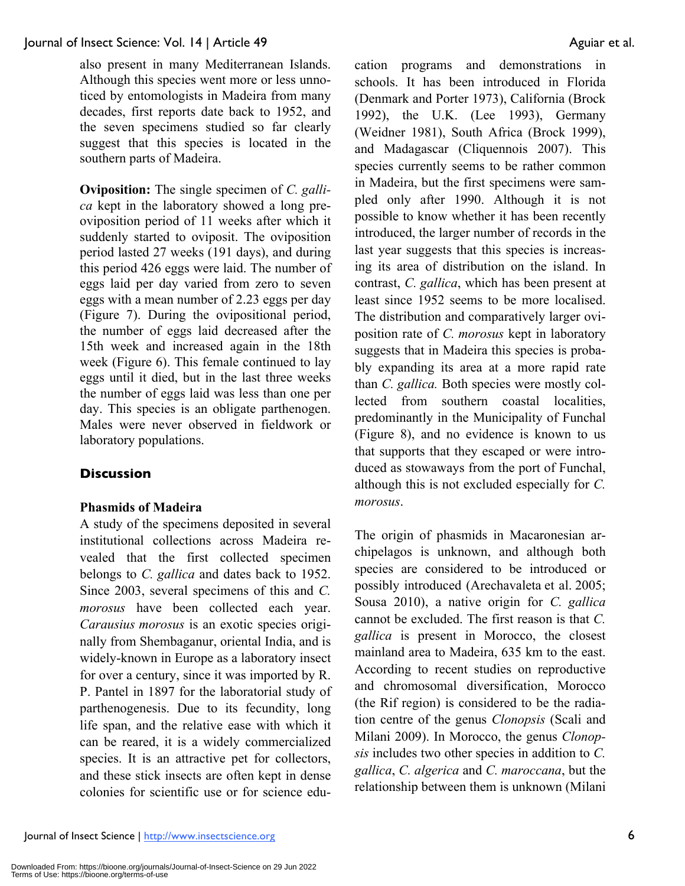also present in many Mediterranean Islands. Although this species went more or less unnoticed by entomologists in Madeira from many decades, first reports date back to 1952, and the seven specimens studied so far clearly suggest that this species is located in the southern parts of Madeira.

**Oviposition:** The single specimen of *C. gallica* kept in the laboratory showed a long pre-oviposition period of 11 weeks after which it suddenly started to oviposit. The oviposition period lasted 27 weeks (191 days), and during this period 426 eggs were laid. The number of eggs laid per day varied from zero to seven eggs with a mean number of 2.23 eggs per day (Figure 7). During the ovipositional period, the number of eggs laid decreased after the 15th week and increased again in the 18th week (Figure 6). This female continued to lay eggs until it died, but in the last three weeks the number of eggs laid was less than one per day. This species is an obligate parthenogen. Males were never observed in fieldwork or laboratory populations.

## Discussion

### Phasmids of Madeira

A study of the specimens deposited in several institutional collections across Madeira revealed that the first collected specimen belongs to *C. gallica* and dates back to 1952. Since 2003, several specimens of this and *C. morosus* have been collected each year. *Carausius morosus* is an exotic species originally from Shembaganur, oriental India, and is widely-known in Europe as a laboratory insect for over a century, since it was imported by R. P. Pantel in 1897 for the laboratorial study of parthenogenesis. Due to its fecundity, long life span, and the relative ease with which it can be reared, it is a widely commercialized species. It is an attractive pet for collectors, and these stick insects are often kept in dense colonies for scientific use or for science education programs and demonstrations in schools. It has been introduced in Florida (Denmark and Porter 1973), California (Brock 1992), the U.K. (Lee 1993), Germany (Weidner 1981), South Africa (Brock 1999), and Madagascar (Cliquennois 2007). This species currently seems to be rather common in Madeira, but the first specimens were sampled only after 1990. Although it is not possible to know whether it has been recently introduced, the larger number of records in the last year suggests that this species is increasing its area of distribution on the island. In contrast, *C. gallica*, which has been present at least since 1952 seems to be more localised. The distribution and comparatively larger oviposition rate of *C. morosus* kept in laboratory suggests that in Madeira this species is probably expanding its area at a more rapid rate than *C. gallica.* Both species were mostly collected from southern coastal localities, predominantly in the Municipality of Funchal (Figure 8), and no evidence is known to us that supports that they escaped or were introduced as stowaways from the port of Funchal, although this is not excluded especially for *C. morosus*.

The origin of phasmids in Macaronesian archipelagos is unknown, and although both species are considered to be introduced or possibly introduced (Arechavaleta et al. 2005; Sousa 2010), a native origin for *C. gallica* cannot be excluded. The first reason is that *C. gallica* is present in Morocco, the closest mainland area to Madeira, 635 km to the east. According to recent studies on reproductive and chromosomal diversification, Morocco (the Rif region) is considered to be the radiation centre of the genus *Clonopsis* (Scali and Milani 2009). In Morocco, the genus *Clonopsis* includes two other species in addition to *C. gallica*, *C. algerica* and *C. maroccana*, but the relationship between them is unknown (Milani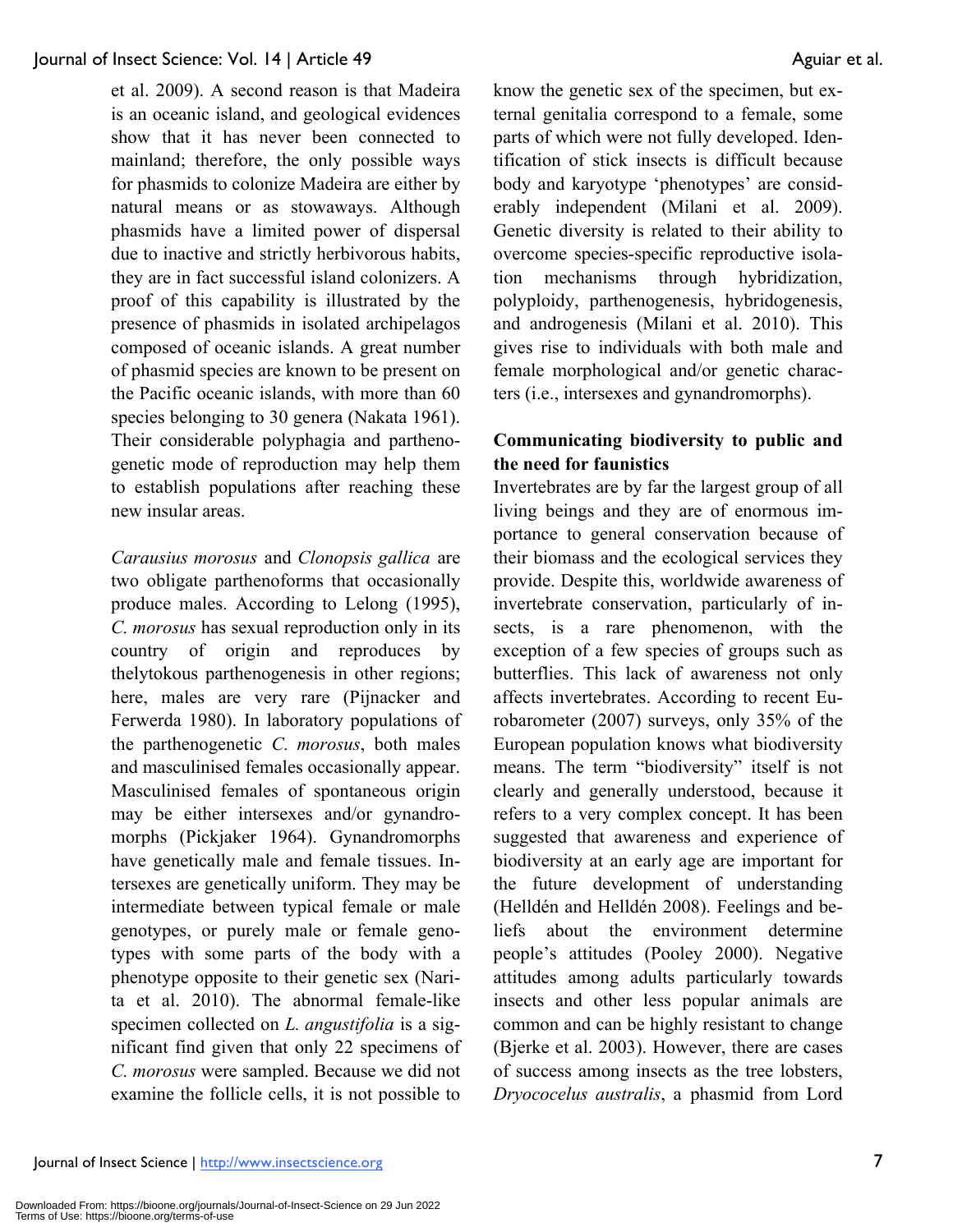et al. 2009). A second reason is that Madeira is an oceanic island, and geological evidences show that it has never been connected to mainland; therefore, the only possible ways for phasmids to colonize Madeira are either by natural means or as stowaways. Although phasmids have a limited power of dispersal due to inactive and strictly herbivorous habits, they are in fact successful island colonizers. A proof of this capability is illustrated by the presence of phasmids in isolated archipelagos composed of oceanic islands. A great number of phasmid species are known to be present on the Pacific oceanic islands, with more than 60 species belonging to 30 genera (Nakata 1961). Their considerable polyphagia and parthenogenetic mode of reproduction may help them to establish populations after reaching these new insular areas.

*Carausius morosus* and *Clonopsis gallica* are two obligate parthenoforms that occasionally produce males. According to Lelong (1995), *C. morosus* has sexual reproduction only in its country of origin and reproduces by thelytokous parthenogenesis in other regions; here, males are very rare (Pijnacker and Ferwerda 1980). In laboratory populations of the parthenogenetic *C. morosus*, both males and masculinised females occasionally appear. Masculinised females of spontaneous origin may be either intersexes and/or gynandromorphs (Pickjaker 1964). Gynandromorphs have genetically male and female tissues. Intersexes are genetically uniform. They may be intermediate between typical female or male genotypes, or purely male or female genotypes with some parts of the body with a phenotype opposite to their genetic sex (Narita et al. 2010). The abnormal female-like specimen collected on *L. angustifolia* is a significant find given that only 22 specimens of *C. morosus* were sampled. Because we did not examine the follicle cells, it is not possible to know the genetic sex of the specimen, but external genitalia correspond to a female, some parts of which were not fully developed. Identification of stick insects is difficult because body and karyotype 'phenotypes' are considerably independent (Milani et al. 2009). Genetic diversity is related to their ability to overcome species-specific reproductive isolation mechanisms through hybridization, polyploidy, parthenogenesis, hybridogenesis, and androgenesis (Milani et al. 2010). This gives rise to individuals with both male and female morphological and/or genetic characters (i.e., intersexes and gynandromorphs).

**Communicating biodiversity to public and the need for faunistics**

Invertebrates are by far the largest group of all living beings and they are of enormous importance to general conservation because of their biomass and the ecological services they provide. Despite this, worldwide awareness of invertebrate conservation, particularly of insects, is a rare phenomenon, with the exception of a few species of groups such as butterflies. This lack of awareness not only affects invertebrates. According to recent Eurobarometer (2007) surveys, only 35% of the European population knows what biodiversity means. The term "biodiversity" itself is not clearly and generally understood, because it refers to a very complex concept. It has been suggested that awareness and experience of biodiversity at an early age are important for the future development of understanding (Helldén and Helldén 2008). Feelings and beliefs about the environment determine people's attitudes (Pooley 2000). Negative attitudes among adults particularly towards insects and other less popular animals are common and can be highly resistant to change (Bjerke et al. 2003). However, there are cases of success among insects as the tree lobsters, *Dryococelus australis*, a phasmid from Lord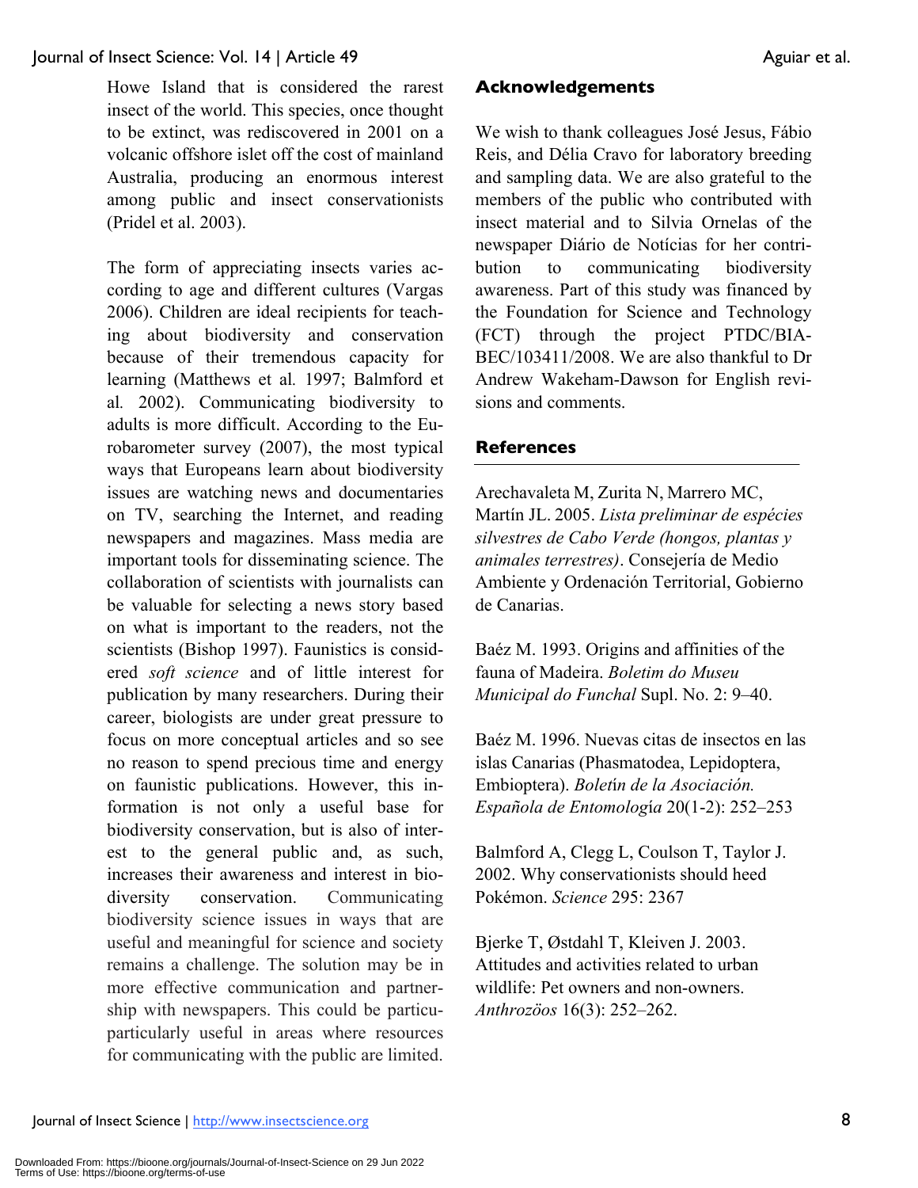Howe Island that is considered the rarest insect of the world. This species, once thought to be extinct, was rediscovered in 2001 on a volcanic offshore islet off the cost of mainland Australia, producing an enormous interest among public and insect conservationists (Pridel et al. 2003).

The form of appreciating insects varies according to age and different cultures (Vargas 2006). Children are ideal recipients for teaching about biodiversity and conservation because of their tremendous capacity for learning (Matthews et al*.* 1997; Balmford et al*.* 2002). Communicating biodiversity to adults is more difficult. According to the Eurobarometer survey (2007), the most typical ways that Europeans learn about biodiversity issues are watching news and documentaries on TV, searching the Internet, and reading newspapers and magazines. Mass media are important tools for disseminating science. The collaboration of scientists with journalists can be valuable for selecting a news story based on what is important to the readers, not the scientists (Bishop 1997). Faunistics is considered *soft science* and of little interest for publication by many researchers. During their career, biologists are under great pressure to focus on more conceptual articles and so see no reason to spend precious time and energy on faunistic publications. However, this information is not only a useful base for biodiversity conservation, but is also of interest to the general public and, as such, increases their awareness and interest in biodiversity conservation. Communicating biodiversity science issues in ways that are useful and meaningful for science and society remains a challenge. The solution may be in more effective communication and partnership with newspapers. This could be particuparticularly useful in areas where resources for communicating with the public are limited.

## Acknowledgements

We wish to thank colleagues José Jesus, Fábio Reis, and Délia Cravo for laboratory breeding and sampling data. We are also grateful to the members of the public who contributed with insect material and to Silvia Ornelas of the newspaper Diário de Notícias for her contribution to communicating biodiversity awareness. Part of this study was financed by the Foundation for Science and Technology (FCT) through the project PTDC/BIA-BEC/103411/2008. We are also thankful to Dr Andrew Wakeham-Dawson for English revisions and comments.

## References

Arechavaleta M, Zurita N, Marrero MC, Martín JL. 2005. *Lista preliminar de espécies silvestres de Cabo Verde (hongos, plantas y animales terrestres)*. Consejería de Medio Ambiente y Ordenación Territorial, Gobierno de Canarias.

Baéz M. 1993. Origins and affinities of the fauna of Madeira. *Boletim do Museu Municipal do Funchal* Supl. No. 2: 9–40.

Baéz M. 1996. Nuevas citas de insectos en las islas Canarias (Phasmatodea, Lepidoptera, Embioptera). *Boletín de la Asociación. Española de Entomología* 20(1-2): 252–253

Balmford A, Clegg L, Coulson T, Taylor J. 2002. Why conservationists should heed Pokémon. *Science* 295: 2367

Bjerke T, Østdahl T, Kleiven J. 2003. Attitudes and activities related to urban wildlife: Pet owners and non-owners. *Anthrozöos* 16(3): 252–262.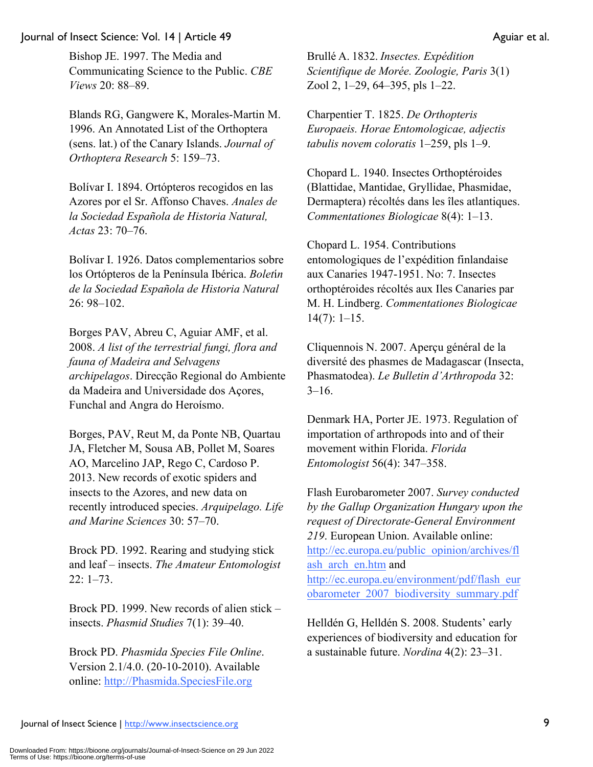Bishop JE. 1997. The Media and Communicating Science to the Public. *CBE Views* 20: 88–89.

Blands RG, Gangwere K, Morales-Martin M. 1996. An Annotated List of the Orthoptera (sens. lat.) of the Canary Islands. *Journal of Orthoptera Research* 5: 159–73.

Bolívar I. 1894. Ortópteros recogidos en las Azores por el Sr. Affonso Chaves. *Anales de la Sociedad Española de Historia Natural, Actas* 23: 70–76.

Bolívar I. 1926. Datos complementarios sobre los Ortópteros de la Península Ibérica. *Boletín de la Sociedad Española de Historia Natural* 26: 98–102.

Borges PAV, Abreu C, Aguiar AMF, et al. 2008. *A list of the terrestrial fungi, flora and fauna of Madeira and Selvagens archipelagos*. Direcção Regional do Ambiente da Madeira and Universidade dos Açores, Funchal and Angra do Heroísmo.

Borges, PAV, Reut M, da Ponte NB, Quartau JA, Fletcher M, Sousa AB, Pollet M, Soares AO, Marcelino JAP, Rego C, Cardoso P. 2013. New records of exotic spiders and insects to the Azores, and new data on recently introduced species. *Arquipelago. Life and Marine Sciences* 30: 57–70.

Brock PD. 1992. Rearing and studying stick and leaf – insects. *The Amateur Entomologist* 22: 1–73.

Brock PD. 1999. New records of alien stick – insects. *Phasmid Studies* 7(1): 39–40.

Brock PD. *Phasmida Species File Online*. Version 2.1/4.0. (20-10-2010). Available online: http://Phasmida.SpeciesFile.org

Brullé A. 1832. *Insectes. Expédition Scientifique de Morée. Zoologie, Paris* 3(1) Zool 2, 1–29, 64–395, pls 1–22.

Charpentier T. 1825. *De Orthopteris Europaeis. Horae Entomologicae, adjectis tabulis novem coloratis* 1–259, pls 1–9.

Chopard L. 1940. Insectes Orthoptéroides (Blattidae, Mantidae, Gryllidae, Phasmidae, Dermaptera) récoltés dans les îles atlantiques. *Commentationes Biologicae* 8(4): 1–13.

Chopard L. 1954. Contributions entomologiques de l'expédition finlandaise aux Canaries 1947-1951. No: 7. Insectes orthoptéroides récoltés aux Iles Canaries par M. H. Lindberg. *Commentationes Biologicae* 14(7): 1–15.

Cliquennois N. 2007. Aperçu général de la diversité des phasmes de Madagascar (Insecta, Phasmatodea). *Le Bulletin d'Arthropoda* 32: 3–16.

Denmark HA, Porter JE. 1973. Regulation of importation of arthropods into and of their movement within Florida. *Florida Entomologist* 56(4): 347–358.

Flash Eurobarometer 2007. *Survey conducted by the Gallup Organization Hungary upon the request of Directorate-General Environment 219*. European Union. Available online: http://ec.europa.eu/public_opinion/archives/flash_arch_en.htm and http://ec.europa.eu/environment/pdf/flash_eurobarometer_2007_biodiversity_summary.pdf

Helldén G, Helldén S. 2008. Students' early experiences of biodiversity and education for a sustainable future. *Nordina* 4(2): 23–31.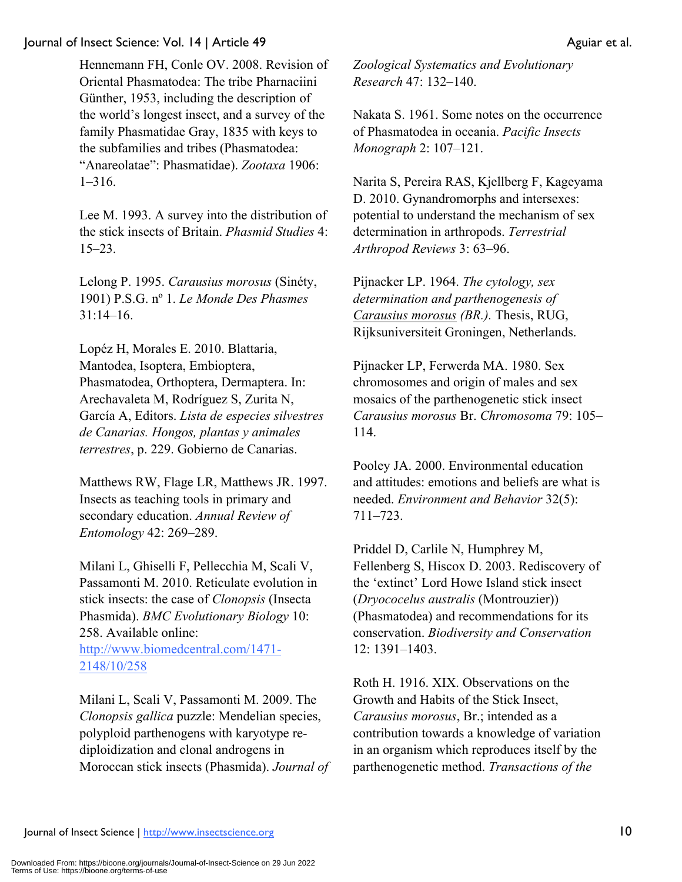Hennemann FH, Conle OV. 2008. Revision of Oriental Phasmatodea: The tribe Pharnaciini Günther, 1953, including the description of the world's longest insect, and a survey of the family Phasmatidae Gray, 1835 with keys to the subfamilies and tribes (Phasmatodea: "Anareolatae": Phasmatidae). *Zootaxa* 1906: 1–316.

Lee M. 1993. A survey into the distribution of the stick insects of Britain. *Phasmid Studies* 4: 15–23.

Lelong P. 1995. *Carausius morosus* (Sinéty, 1901) P.S.G. nº 1. *Le Monde Des Phasmes* 31:14–16.

Lopéz H, Morales E. 2010. Blattaria, Mantodea, Isoptera, Embioptera, Phasmatodea, Orthoptera, Dermaptera. In: Arechavaleta M, Rodríguez S, Zurita N, García A, Editors. *Lista de especies silvestres de Canarias. Hongos, plantas y animales terrestres*, p. 229. Gobierno de Canarias.

Matthews RW, Flage LR, Matthews JR. 1997. Insects as teaching tools in primary and secondary education. *Annual Review of Entomology* 42: 269–289.

Milani L, Ghiselli F, Pellecchia M, Scali V, Passamonti M. 2010. Reticulate evolution in stick insects: the case of *Clonopsis* (Insecta Phasmida). *BMC Evolutionary Biology* 10: 258. Available online: http://www.biomedcentral.com/1471-2148/10/258

Milani L, Scali V, Passamonti M. 2009. The *Clonopsis gallica* puzzle: Mendelian species, polyploid parthenogens with karyotype re-diploidization and clonal androgens in Moroccan stick insects (Phasmida). *Journal of Zoological Systematics and Evolutionary Research* 47: 132–140.

Nakata S. 1961. Some notes on the occurrence of Phasmatodea in oceania. *Pacific Insects Monograph* 2: 107–121.

Narita S, Pereira RAS, Kjellberg F, Kageyama D. 2010. Gynandromorphs and intersexes: potential to understand the mechanism of sex determination in arthropods. *Terrestrial Arthropod Reviews* 3: 63–96.

Pijnacker LP. 1964. *The cytology, sex determination and parthenogenesis of Carausius morosus (BR.).* Thesis, RUG, Rijksuniversiteit Groningen, Netherlands.

Pijnacker LP, Ferwerda MA. 1980. Sex chromosomes and origin of males and sex mosaics of the parthenogenetic stick insect *Carausius morosus* Br. *Chromosoma* 79: 105–114.

Pooley JA. 2000. Environmental education and attitudes: emotions and beliefs are what is needed. *Environment and Behavior* 32(5): 711–723.

Priddel D, Carlile N, Humphrey M, Fellenberg S, Hiscox D. 2003. Rediscovery of the 'extinct' Lord Howe Island stick insect (*Dryococelus australis* (Montrouzier)) (Phasmatodea) and recommendations for its conservation. *Biodiversity and Conservation* 12: 1391–1403.

Roth H. 1916. XIX. Observations on the Growth and Habits of the Stick Insect, *Carausius morosus*, Br.; intended as a contribution towards a knowledge of variation in an organism which reproduces itself by the parthenogenetic method. *Transactions of the*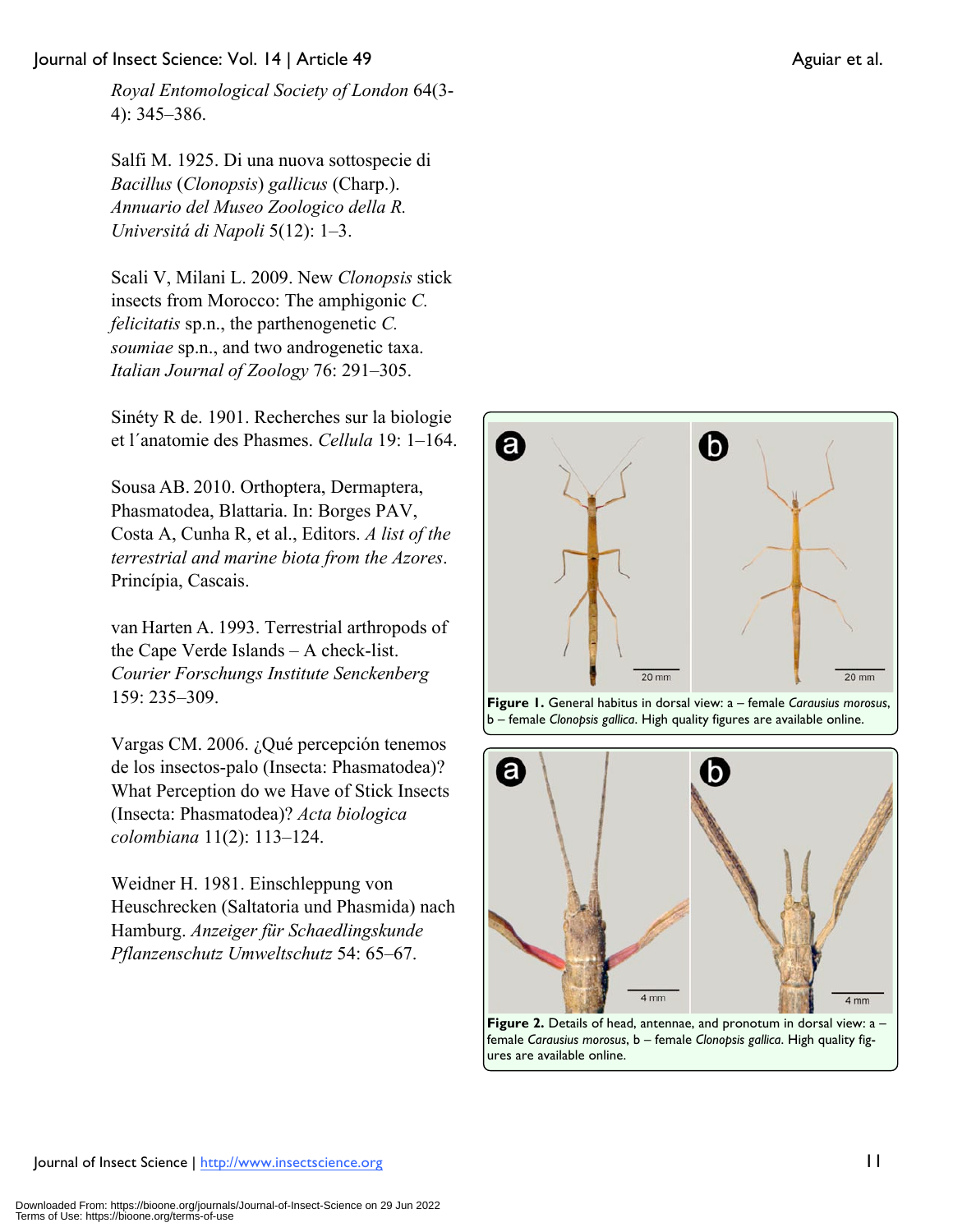*Royal Entomological Society of London* 64(3-4): 345–386.

Salfi M. 1925. Di una nuova sottospecie di *Bacillus* (*Clonopsis*) *gallicus* (Charp.). *Annuario del Museo Zoologico della R. Universitá di Napoli* 5(12): 1–3.

Scali V, Milani L. 2009. New *Clonopsis* stick insects from Morocco: The amphigonic *C. felicitatis* sp.n., the parthenogenetic *C. soumiae* sp.n., and two androgenetic taxa. *Italian Journal of Zoology* 76: 291–305.

Sinéty R de. 1901. Recherches sur la biologie et l´anatomie des Phasmes. *Cellula* 19: 1–164.

Sousa AB. 2010. Orthoptera, Dermaptera, Phasmatodea, Blattaria. In: Borges PAV, Costa A, Cunha R, et al., Editors. *A list of the terrestrial and marine biota from the Azores*. Princípia, Cascais.

van Harten A. 1993. Terrestrial arthropods of the Cape Verde Islands – A check-list. *Courier Forschungs Institute Senckenberg* 159: 235–309.

Vargas CM. 2006. ¿Qué percepción tenemos de los insectos-palo (Insecta: Phasmatodea)? What Perception do we Have of Stick Insects (Insecta: Phasmatodea)? *Acta biologica colombiana* 11(2): 113–124.

Weidner H. 1981. Einschleppung von Heuschrecken (Saltatoria und Phasmida) nach Hamburg. *Anzeiger für Schaedlingskunde Pflanzenschutz Umweltschutz* 54: 65–67.

**Figure 1.** General habitus in dorsal view: a – female *Carausius morosus*, b – female *Clonopsis gallica*. High quality figures are available online.

**Figure 2.** Details of head, antennae, and pronotum in dorsal view: a – female *Carausius morosus*, b – female *Clonopsis gallica*. High quality figures are available online.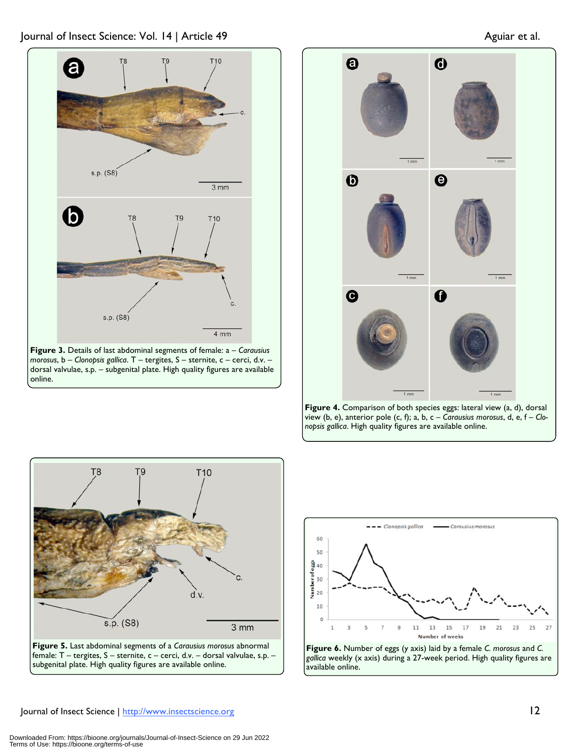**Figure 3.** Details of last abdominal segments of female: a – *Carausius morosus*, b – *Clonopsis gallica*. T – tergites, S – sternite, c – cerci, d.v. – dorsal valvulae, s.p. – subgenital plate. High quality figures are available online.

**Figure 4.** Comparison of both species eggs: lateral view (a, d), dorsal view (b, e), anterior pole (c, f); a, b, c – *Carausius morosus*, d, e, f – *Clonopsis gallica*. High quality figures are available online.

**Figure 5.** Last abdominal segments of a *Carausius morosus* abnormal female: T – tergites, S – sternite, c – cerci, d.v. – dorsal valvulae, s.p. – subgenital plate. High quality figures are available online.

**Figure 6.** Number of eggs (y axis) laid by a female *C. morosus* and *C. gallica* weekly (x axis) during a 27-week period. High quality figures are available online.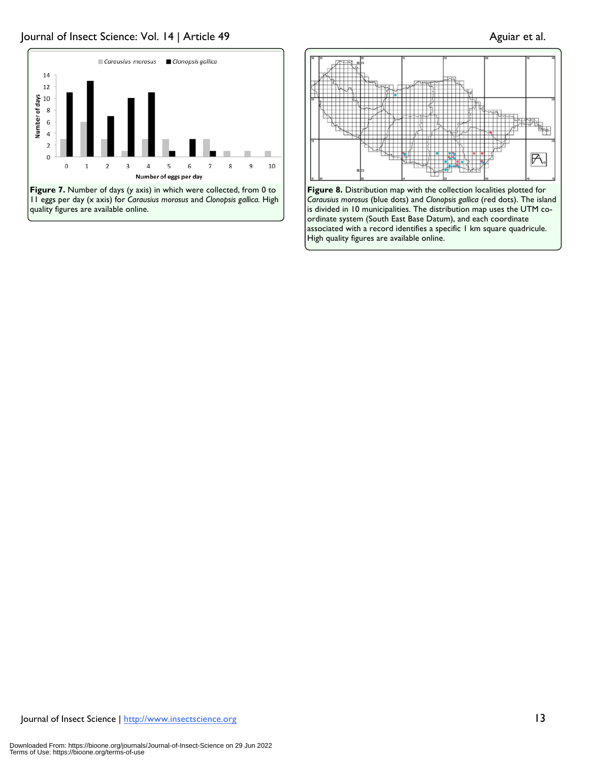*Carausius morosus* *Clonopsis gallica*

14
12
10
8
6
4
2
0

Number of days

0 1 2 3 4 5 6 7 8 9 10

Number of eggs per day

**Figure 7.** Number of days (y axis) in which were collected, from 0 to 11 eggs per day (x axis) for *Carausius morosus* and *Clonopsis gallica.* High quality figures are available online.

**Figure 8.** Distribution map with the collection localities plotted for *Carausius morosus* (blue dots) and *Clonopsis gallica* (red dots). The island is divided in 10 municipalities. The distribution map uses the UTM co-ordinate system (South East Base Datum), and each coordinate associated with a record identifies a specific 1 km square quadricule. High quality figures are available online.